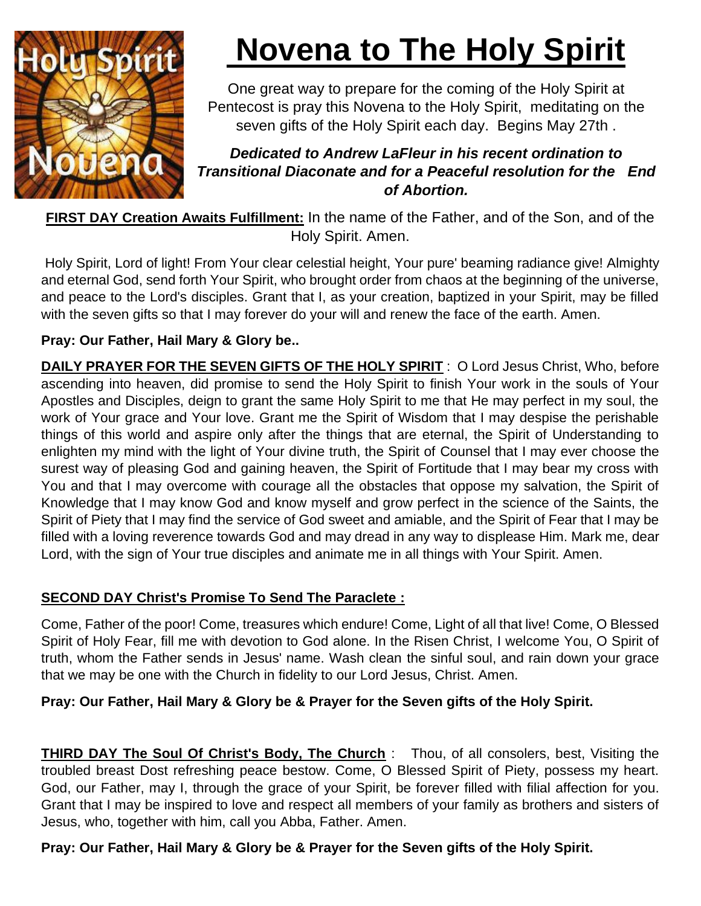# Novena to The Holy Spirit

One great way to prepare for the coming of the Holy Spirit at Pentecost is pray this Novena to the Holy Spirit, meditating on the seven gifts of the Holy Spirit each day. Begins May 27th .

***Dedicated to Andrew LaFleur in his recent ordination to Transitional Diaconate and for a Peaceful resolution for the End of Abortion.***

**FIRST DAY Creation Awaits Fulfillment:** In the name of the Father, and of the Son, and of the Holy Spirit. Amen.

Holy Spirit, Lord of light! From Your clear celestial height, Your pure' beaming radiance give! Almighty and eternal God, send forth Your Spirit, who brought order from chaos at the beginning of the universe, and peace to the Lord's disciples. Grant that I, as your creation, baptized in your Spirit, may be filled with the seven gifts so that I may forever do your will and renew the face of the earth. Amen.

**Pray: Our Father, Hail Mary & Glory be..**

**DAILY PRAYER FOR THE SEVEN GIFTS OF THE HOLY SPIRIT** : O Lord Jesus Christ, Who, before ascending into heaven, did promise to send the Holy Spirit to finish Your work in the souls of Your Apostles and Disciples, deign to grant the same Holy Spirit to me that He may perfect in my soul, the work of Your grace and Your love. Grant me the Spirit of Wisdom that I may despise the perishable things of this world and aspire only after the things that are eternal, the Spirit of Understanding to enlighten my mind with the light of Your divine truth, the Spirit of Counsel that I may ever choose the surest way of pleasing God and gaining heaven, the Spirit of Fortitude that I may bear my cross with You and that I may overcome with courage all the obstacles that oppose my salvation, the Spirit of Knowledge that I may know God and know myself and grow perfect in the science of the Saints, the Spirit of Piety that I may find the service of God sweet and amiable, and the Spirit of Fear that I may be filled with a loving reverence towards God and may dread in any way to displease Him. Mark me, dear Lord, with the sign of Your true disciples and animate me in all things with Your Spirit. Amen.

**SECOND DAY Christ's Promise To Send The Paraclete :**

Come, Father of the poor! Come, treasures which endure! Come, Light of all that live! Come, O Blessed Spirit of Holy Fear, fill me with devotion to God alone. In the Risen Christ, I welcome You, O Spirit of truth, whom the Father sends in Jesus' name. Wash clean the sinful soul, and rain down your grace that we may be one with the Church in fidelity to our Lord Jesus, Christ. Amen.

**Pray: Our Father, Hail Mary & Glory be & Prayer for the Seven gifts of the Holy Spirit.**

**THIRD DAY The Soul Of Christ's Body, The Church** : Thou, of all consolers, best, Visiting the troubled breast Dost refreshing peace bestow. Come, O Blessed Spirit of Piety, possess my heart. God, our Father, may I, through the grace of your Spirit, be forever filled with filial affection for you. Grant that I may be inspired to love and respect all members of your family as brothers and sisters of Jesus, who, together with him, call you Abba, Father. Amen.

**Pray: Our Father, Hail Mary & Glory be & Prayer for the Seven gifts of the Holy Spirit.**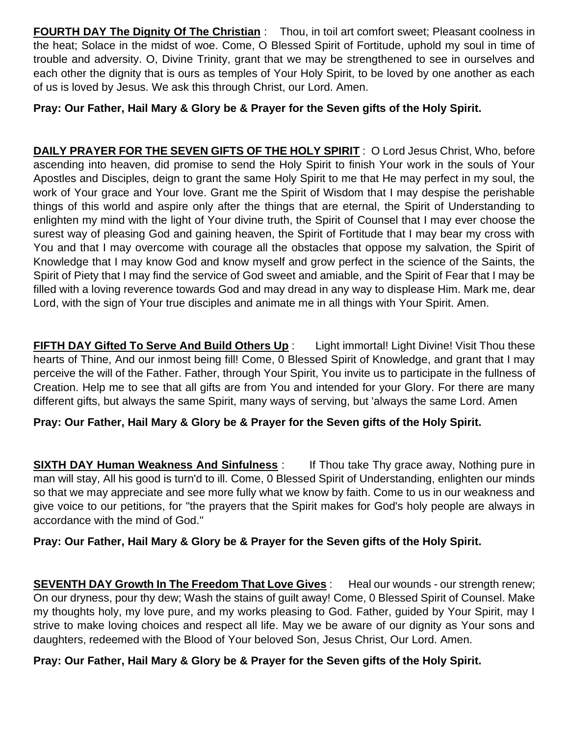**<u>FOURTH DAY The Dignity Of The Christian</u>** : Thou, in toil art comfort sweet; Pleasant coolness in the heat; Solace in the midst of woe. Come, O Blessed Spirit of Fortitude, uphold my soul in time of trouble and adversity. O, Divine Trinity, grant that we may be strengthened to see in ourselves and each other the dignity that is ours as temples of Your Holy Spirit, to be loved by one another as each of us is loved by Jesus. We ask this through Christ, our Lord. Amen.

**Pray: Our Father, Hail Mary & Glory be & Prayer for the Seven gifts of the Holy Spirit.**

**<u>DAILY PRAYER FOR THE SEVEN GIFTS OF THE HOLY SPIRIT</u>** : O Lord Jesus Christ, Who, before ascending into heaven, did promise to send the Holy Spirit to finish Your work in the souls of Your Apostles and Disciples, deign to grant the same Holy Spirit to me that He may perfect in my soul, the work of Your grace and Your love. Grant me the Spirit of Wisdom that I may despise the perishable things of this world and aspire only after the things that are eternal, the Spirit of Understanding to enlighten my mind with the light of Your divine truth, the Spirit of Counsel that I may ever choose the surest way of pleasing God and gaining heaven, the Spirit of Fortitude that I may bear my cross with You and that I may overcome with courage all the obstacles that oppose my salvation, the Spirit of Knowledge that I may know God and know myself and grow perfect in the science of the Saints, the Spirit of Piety that I may find the service of God sweet and amiable, and the Spirit of Fear that I may be filled with a loving reverence towards God and may dread in any way to displease Him. Mark me, dear Lord, with the sign of Your true disciples and animate me in all things with Your Spirit. Amen.

**<u>FIFTH DAY Gifted To Serve And Build Others Up</u>** : Light immortal! Light Divine! Visit Thou these hearts of Thine, And our inmost being fill! Come, 0 Blessed Spirit of Knowledge, and grant that I may perceive the will of the Father. Father, through Your Spirit, You invite us to participate in the fullness of Creation. Help me to see that all gifts are from You and intended for your Glory. For there are many different gifts, but always the same Spirit, many ways of serving, but 'always the same Lord. Amen

**Pray: Our Father, Hail Mary & Glory be & Prayer for the Seven gifts of the Holy Spirit.**

**<u>SIXTH DAY Human Weakness And Sinfulness</u>** : If Thou take Thy grace away, Nothing pure in man will stay, All his good is turn'd to ill. Come, 0 Blessed Spirit of Understanding, enlighten our minds so that we may appreciate and see more fully what we know by faith. Come to us in our weakness and give voice to our petitions, for "the prayers that the Spirit makes for God's holy people are always in accordance with the mind of God."

**Pray: Our Father, Hail Mary & Glory be & Prayer for the Seven gifts of the Holy Spirit.**

**<u>SEVENTH DAY Growth In The Freedom That Love Gives</u>** : Heal our wounds - our strength renew; On our dryness, pour thy dew; Wash the stains of guilt away! Come, 0 Blessed Spirit of Counsel. Make my thoughts holy, my love pure, and my works pleasing to God. Father, guided by Your Spirit, may I strive to make loving choices and respect all life. May we be aware of our dignity as Your sons and daughters, redeemed with the Blood of Your beloved Son, Jesus Christ, Our Lord. Amen.

**Pray: Our Father, Hail Mary & Glory be & Prayer for the Seven gifts of the Holy Spirit.**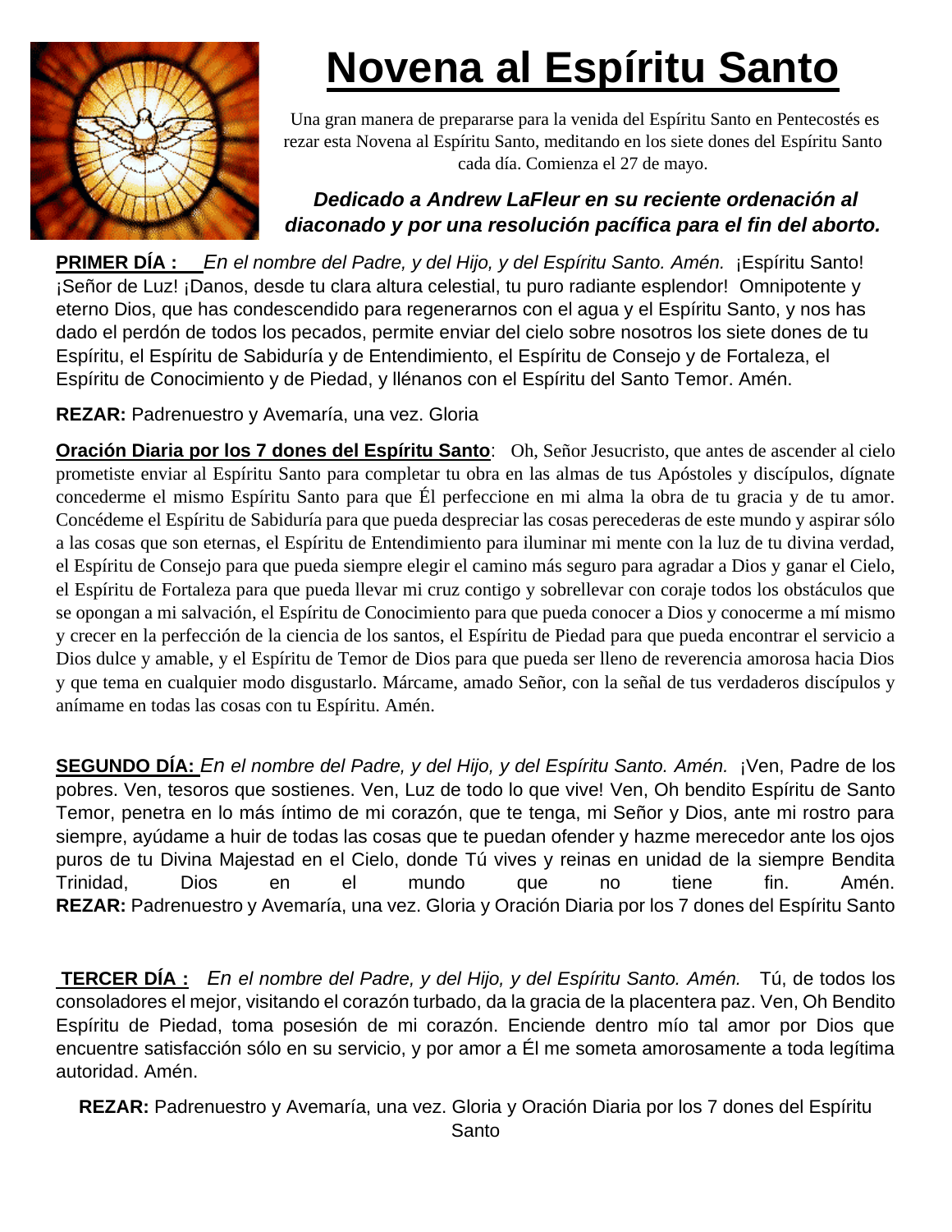# Novena al Espíritu Santo

Una gran manera de prepararse para la venida del Espíritu Santo en Pentecostés es rezar esta Novena al Espíritu Santo, meditando en los siete dones del Espíritu Santo cada día. Comienza el 27 de mayo.

***Dedicado a Andrew LaFleur en su reciente ordenación al diaconado y por una resolución pacífica para el fin del aborto.***

**PRIMER DÍA :** *En el nombre del Padre, y del Hijo, y del Espíritu Santo. Amén.* ¡Espíritu Santo! ¡Señor de Luz! ¡Danos, desde tu clara altura celestial, tu puro radiante esplendor! Omnipotente y eterno Dios, que has condescendido para regenerarnos con el agua y el Espíritu Santo, y nos has dado el perdón de todos los pecados, permite enviar del cielo sobre nosotros los siete dones de tu Espíritu, el Espíritu de Sabiduría y de Entendimiento, el Espíritu de Consejo y de Fortaleza, el Espíritu de Conocimiento y de Piedad, y llénanos con el Espíritu del Santo Temor. Amén.

**REZAR:** Padrenuestro y Avemaría, una vez. Gloria

**Oración Diaria por los 7 dones del Espíritu Santo**: Oh, Señor Jesucristo, que antes de ascender al cielo prometiste enviar al Espíritu Santo para completar tu obra en las almas de tus Apóstoles y discípulos, dígnate concederme el mismo Espíritu Santo para que Él perfeccione en mi alma la obra de tu gracia y de tu amor. Concédeme el Espíritu de Sabiduría para que pueda despreciar las cosas perecederas de este mundo y aspirar sólo a las cosas que son eternas, el Espíritu de Entendimiento para iluminar mi mente con la luz de tu divina verdad, el Espíritu de Consejo para que pueda siempre elegir el camino más seguro para agradar a Dios y ganar el Cielo, el Espíritu de Fortaleza para que pueda llevar mi cruz contigo y sobrellevar con coraje todos los obstáculos que se opongan a mi salvación, el Espíritu de Conocimiento para que pueda conocer a Dios y conocerme a mí mismo y crecer en la perfección de la ciencia de los santos, el Espíritu de Piedad para que pueda encontrar el servicio a Dios dulce y amable, y el Espíritu de Temor de Dios para que pueda ser lleno de reverencia amorosa hacia Dios y que tema en cualquier modo disgustarlo. Márcame, amado Señor, con la señal de tus verdaderos discípulos y anímame en todas las cosas con tu Espíritu. Amén.

**SEGUNDO DÍA:** *En el nombre del Padre, y del Hijo, y del Espíritu Santo. Amén.* ¡Ven, Padre de los pobres. Ven, tesoros que sostienes. Ven, Luz de todo lo que vive! Ven, Oh bendito Espíritu de Santo Temor, penetra en lo más íntimo de mi corazón, que te tenga, mi Señor y Dios, ante mi rostro para siempre, ayúdame a huir de todas las cosas que te puedan ofender y hazme merecedor ante los ojos puros de tu Divina Majestad en el Cielo, donde Tú vives y reinas en unidad de la siempre Bendita Trinidad, Dios en el mundo que no tiene fin. Amén.
**REZAR:** Padrenuestro y Avemaría, una vez. Gloria y Oración Diaria por los 7 dones del Espíritu Santo

**TERCER DÍA :** *En el nombre del Padre, y del Hijo, y del Espíritu Santo. Amén.* Tú, de todos los consoladores el mejor, visitando el corazón turbado, da la gracia de la placentera paz. Ven, Oh Bendito Espíritu de Piedad, toma posesión de mi corazón. Enciende dentro mío tal amor por Dios que encuentre satisfacción sólo en su servicio, y por amor a Él me someta amorosamente a toda legítima autoridad. Amén.

**REZAR:** Padrenuestro y Avemaría, una vez. Gloria y Oración Diaria por los 7 dones del Espíritu Santo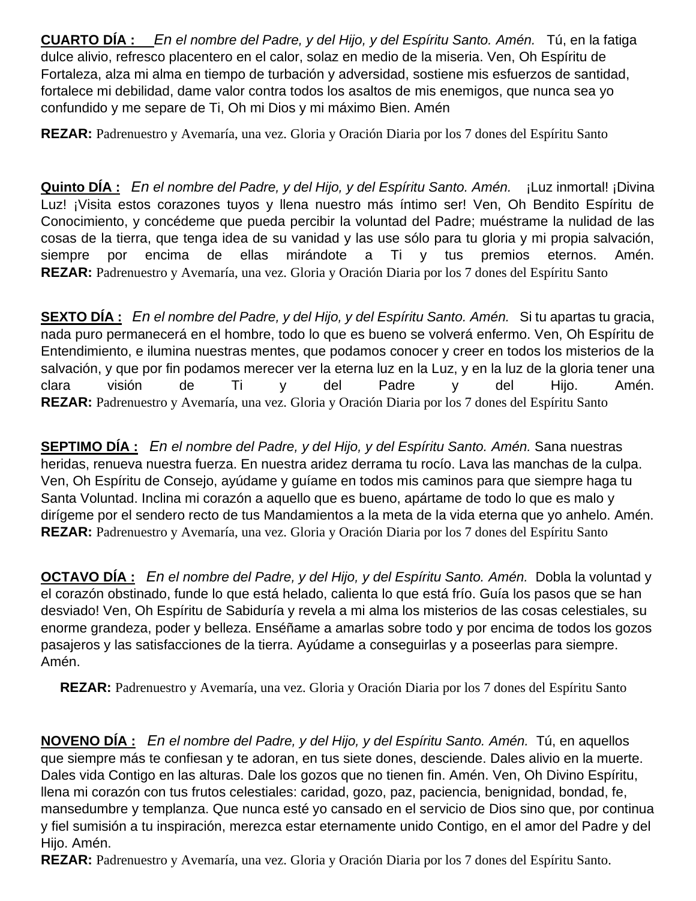**CUARTO DÍA :** *En el nombre del Padre, y del Hijo, y del Espíritu Santo. Amén.* Tú, en la fatiga dulce alivio, refresco placentero en el calor, solaz en medio de la miseria. Ven, Oh Espíritu de Fortaleza, alza mi alma en tiempo de turbación y adversidad, sostiene mis esfuerzos de santidad, fortalece mi debilidad, dame valor contra todos los asaltos de mis enemigos, que nunca sea yo confundido y me separe de Ti, Oh mi Dios y mi máximo Bien. Amén

**REZAR:** Padrenuestro y Avemaría, una vez. Gloria y Oración Diaria por los 7 dones del Espíritu Santo

**Quinto DÍA :** *En el nombre del Padre, y del Hijo, y del Espíritu Santo. Amén.* ¡Luz inmortal! ¡Divina Luz! ¡Visita estos corazones tuyos y llena nuestro más íntimo ser! Ven, Oh Bendito Espíritu de Conocimiento, y concédeme que pueda percibir la voluntad del Padre; muéstrame la nulidad de las cosas de la tierra, que tenga idea de su vanidad y las use sólo para tu gloria y mi propia salvación, siempre por encima de ellas mirándote a Ti y tus premios eternos. Amén.
**REZAR:** Padrenuestro y Avemaría, una vez. Gloria y Oración Diaria por los 7 dones del Espíritu Santo

**SEXTO DÍA :** *En el nombre del Padre, y del Hijo, y del Espíritu Santo. Amén.* Si tu apartas tu gracia, nada puro permanecerá en el hombre, todo lo que es bueno se volverá enfermo. Ven, Oh Espíritu de Entendimiento, e ilumina nuestras mentes, que podamos conocer y creer en todos los misterios de la salvación, y que por fin podamos merecer ver la eterna luz en la Luz, y en la luz de la gloria tener una clara visión de Ti y del Padre y del Hijo. Amén.
**REZAR:** Padrenuestro y Avemaría, una vez. Gloria y Oración Diaria por los 7 dones del Espíritu Santo

**SEPTIMO DÍA :** *En el nombre del Padre, y del Hijo, y del Espíritu Santo. Amén.* Sana nuestras heridas, renueva nuestra fuerza. En nuestra aridez derrama tu rocío. Lava las manchas de la culpa. Ven, Oh Espíritu de Consejo, ayúdame y guíame en todos mis caminos para que siempre haga tu Santa Voluntad. Inclina mi corazón a aquello que es bueno, apártame de todo lo que es malo y dirígeme por el sendero recto de tus Mandamientos a la meta de la vida eterna que yo anhelo. Amén.
**REZAR:** Padrenuestro y Avemaría, una vez. Gloria y Oración Diaria por los 7 dones del Espíritu Santo

**OCTAVO DÍA :** *En el nombre del Padre, y del Hijo, y del Espíritu Santo. Amén.* Dobla la voluntad y el corazón obstinado, funde lo que está helado, calienta lo que está frío. Guía los pasos que se han desviado! Ven, Oh Espíritu de Sabiduría y revela a mi alma los misterios de las cosas celestiales, su enorme grandeza, poder y belleza. Enséñame a amarlas sobre todo y por encima de todos los gozos pasajeros y las satisfacciones de la tierra. Ayúdame a conseguirlas y a poseerlas para siempre. Amén.

**REZAR:** Padrenuestro y Avemaría, una vez. Gloria y Oración Diaria por los 7 dones del Espíritu Santo

**NOVENO DÍA :** *En el nombre del Padre, y del Hijo, y del Espíritu Santo. Amén.* Tú, en aquellos que siempre más te confiesan y te adoran, en tus siete dones, desciende. Dales alivio en la muerte. Dales vida Contigo en las alturas. Dale los gozos que no tienen fin. Amén. Ven, Oh Divino Espíritu, llena mi corazón con tus frutos celestiales: caridad, gozo, paz, paciencia, benignidad, bondad, fe, mansedumbre y templanza. Que nunca esté yo cansado en el servicio de Dios sino que, por continua y fiel sumisión a tu inspiración, merezca estar eternamente unido Contigo, en el amor del Padre y del Hijo. Amén.
**REZAR:** Padrenuestro y Avemaría, una vez. Gloria y Oración Diaria por los 7 dones del Espíritu Santo.